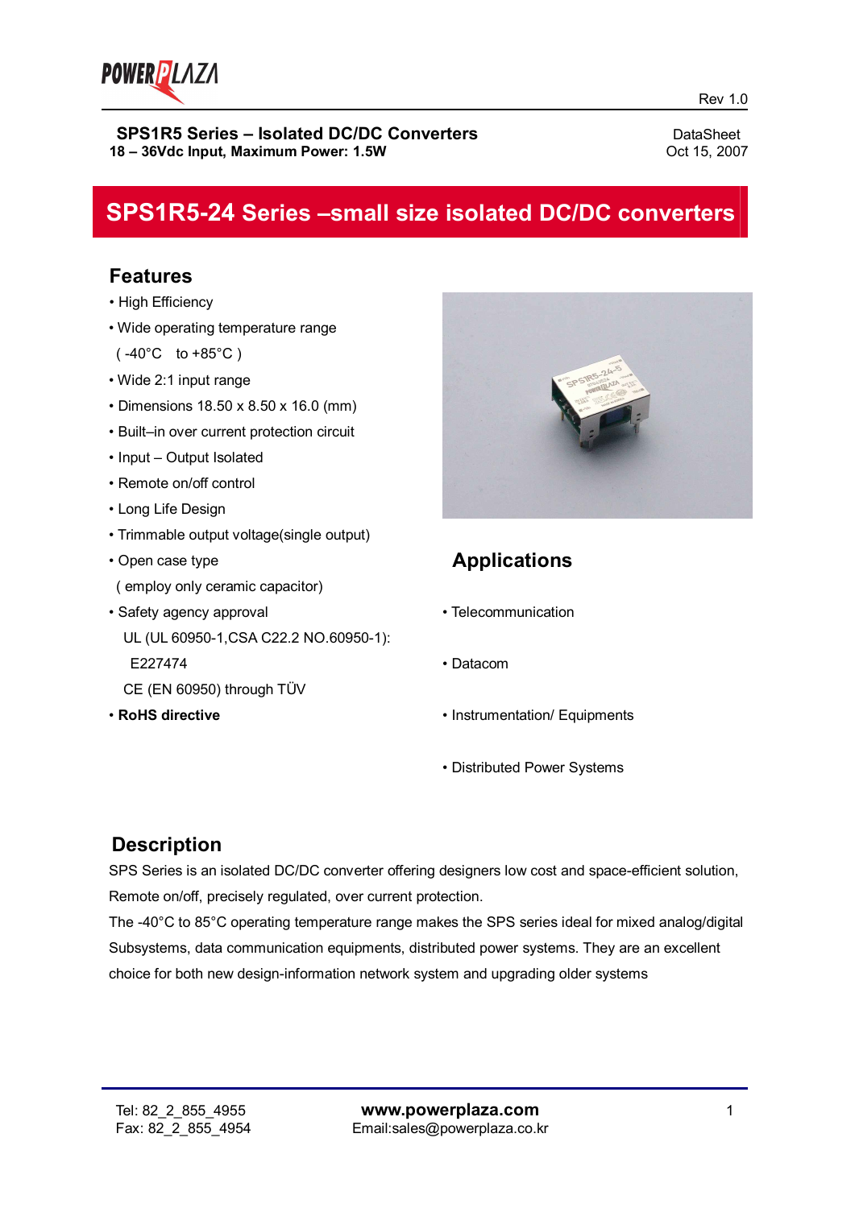Rev 1.0

**SPS1R5 Series – Isolated DC/DC Converters**
**18 – 36Vdc Input, Maximum Power: 1.5W**

DataSheet
Oct 15, 2007

# SPS1R5-24 Series –small size isolated DC/DC converters

## Features

- High Efficiency
- Wide operating temperature range
  ( -40°C  to +85°C )
- Wide 2:1 input range
- Dimensions 18.50 x 8.50 x 16.0 (mm)
- Built–in over current protection circuit
- Input – Output Isolated
- Remote on/off control
- Long Life Design
- Trimmable output voltage(single output)
- Open case type
  ( employ only ceramic capacitor)
- Safety agency approval
  UL (UL 60950-1,CSA C22.2 NO.60950-1):
  E227474
  CE (EN 60950) through TÜV
- **RoHS directive**

## Applications

- Telecommunication
- Datacom
- Instrumentation/ Equipments
- Distributed Power Systems

## Description

SPS Series is an isolated DC/DC converter offering designers low cost and space-efficient solution, Remote on/off, precisely regulated, over current protection.
The -40°C to 85°C operating temperature range makes the SPS series ideal for mixed analog/digital Subsystems, data communication equipments, distributed power systems. They are an excellent choice for both new design-information network system and upgrading older systems

Tel: 82_2_855_4955
Fax: 82_2_855_4954
**www.powerplaza.com**
Email:sales@powerplaza.co.kr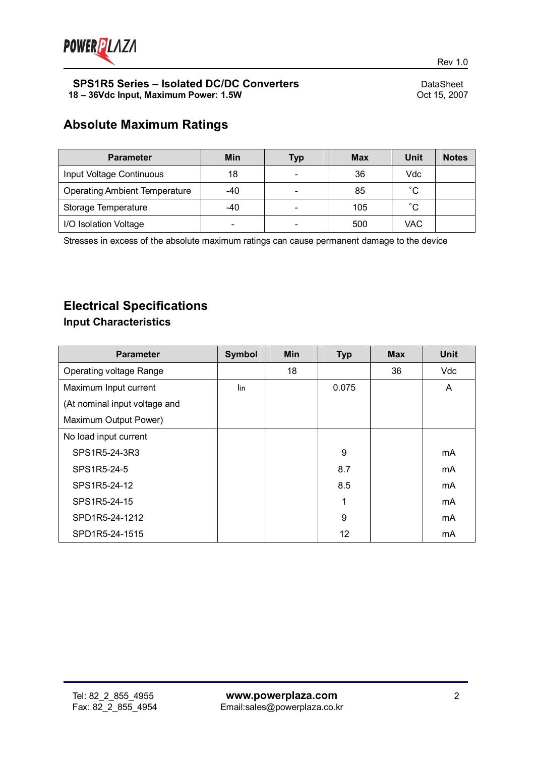## Absolute Maximum Ratings

| Parameter | Min | Typ | Max | Unit | Notes |
|---|---|---|---|---|---|
| Input Voltage Continuous | 18 | - | 36 | Vdc | |
| Operating Ambient Temperature | -40 | - | 85 | ˚C | |
| Storage Temperature | -40 | - | 105 | ˚C | |
| I/O Isolation Voltage | - | - | 500 | VAC | |

Stresses in excess of the absolute maximum ratings can cause permanent damage to the device

## Electrical Specifications

### Input Characteristics

| Parameter | Symbol | Min | Typ | Max | Unit |
|---|---|---|---|---|---|
| Operating voltage Range | | 18 | | 36 | Vdc |
| Maximum Input current (At nominal input voltage and Maximum Output Power) | $I_{in}$ | | 0.075 | | A |
| No load input current | | | | | |
| SPS1R5-24-3R3 | | | 9 | | mA |
| SPS1R5-24-5 | | | 8.7 | | mA |
| SPS1R5-24-12 | | | 8.5 | | mA |
| SPS1R5-24-15 | | | 1 | | mA |
| SPD1R5-24-1212 | | | 9 | | mA |
| SPD1R5-24-1515 | | | 12 | | mA |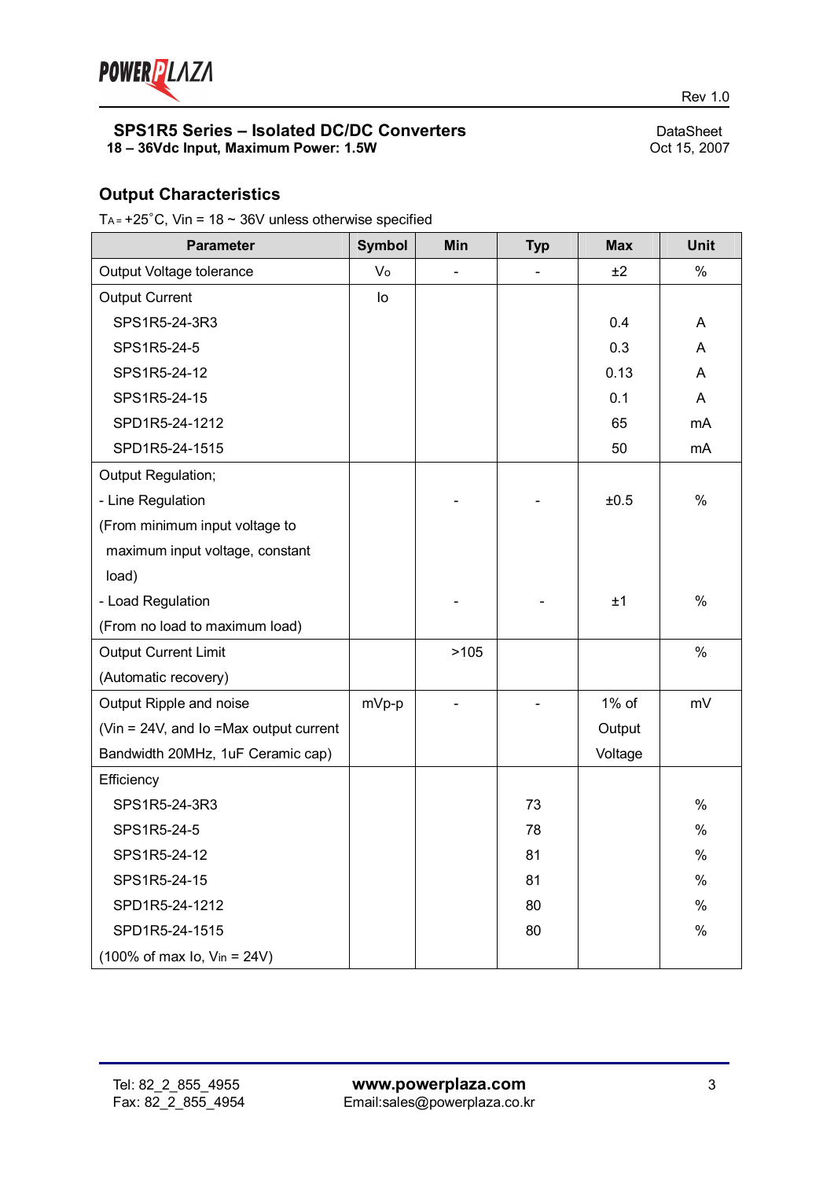## Output Characteristics

$T_A$ = +25˚C, Vin = 18 ~ 36V unless otherwise specified

| Parameter | Symbol | Min | Typ | Max | Unit |
|---|---|---|---|---|---|
| Output Voltage tolerance | $V_o$ | - | - | ±2 | % |
| Output Current | Io | | | | |
| SPS1R5-24-3R3 | | | | 0.4 | A |
| SPS1R5-24-5 | | | | 0.3 | A |
| SPS1R5-24-12 | | | | 0.13 | A |
| SPS1R5-24-15 | | | | 0.1 | A |
| SPD1R5-24-1212 | | | | 65 | mA |
| SPD1R5-24-1515 | | | | 50 | mA |
| Output Regulation; | | | | | |
| - Line Regulation (From minimum input voltage to maximum input voltage, constant load) | | - | - | ±0.5 | % |
| - Load Regulation (From no load to maximum load) | | - | - | ±1 | % |
| Output Current Limit (Automatic recovery) | | >105 | | | % |
| Output Ripple and noise (Vin = 24V, and Io =Max output current Bandwidth 20MHz, 1uF Ceramic cap) | mVp-p | - | - | 1% of Output Voltage | mV |
| Efficiency | | | | | |
| SPS1R5-24-3R3 | | | 73 | | % |
| SPS1R5-24-5 | | | 78 | | % |
| SPS1R5-24-12 | | | 81 | | % |
| SPS1R5-24-15 | | | 81 | | % |
| SPD1R5-24-1212 | | | 80 | | % |
| SPD1R5-24-1515 | | | 80 | | % |
| (100% of max Io, $V_{in}$ = 24V) | | | | | |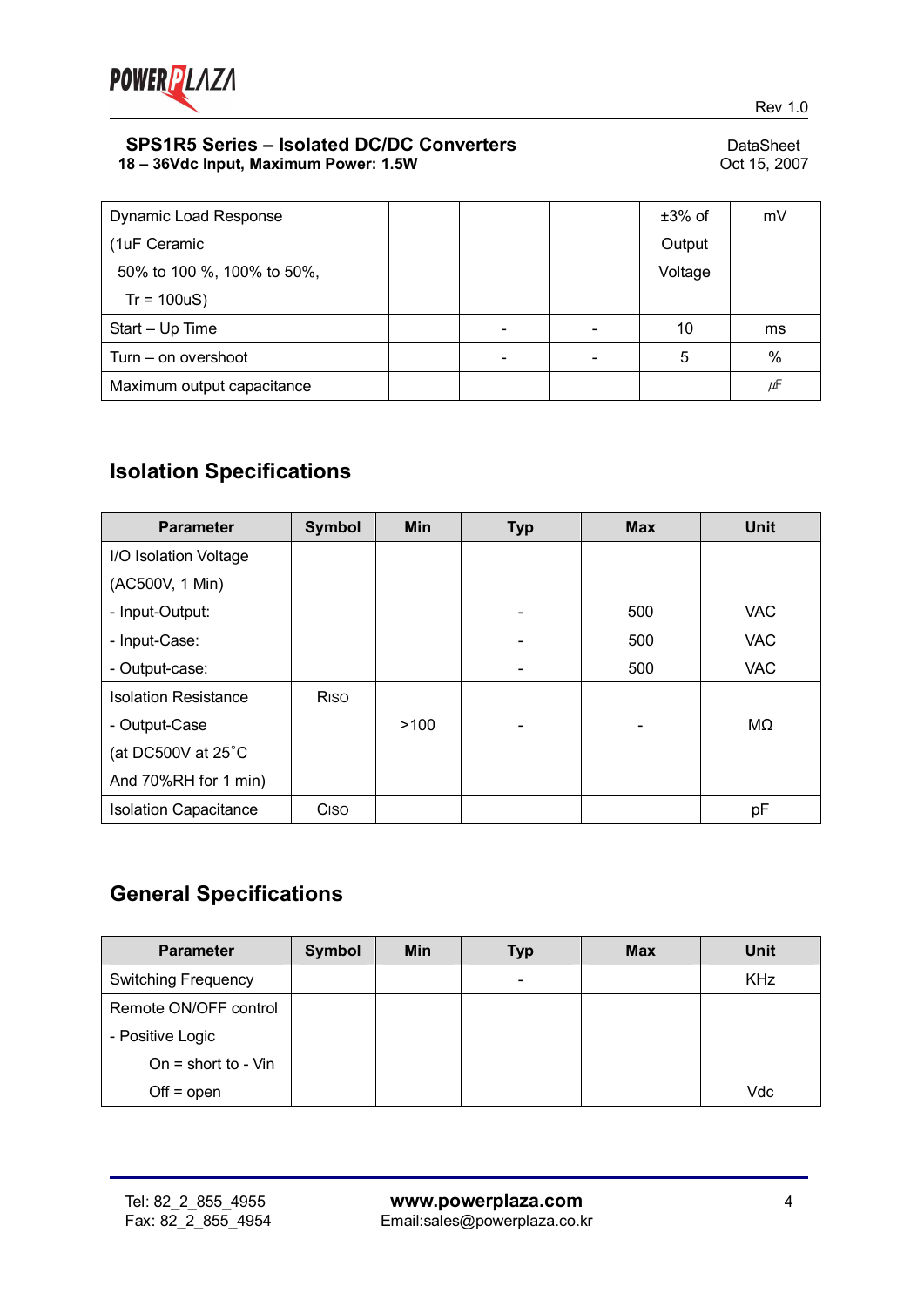| Dynamic Load Response (1uF Ceramic 50% to 100 %, 100% to 50%, Tr = 100uS) | | | | ±3% of Output Voltage | mV |
|---|---|---|---|---|---|
| Start – Up Time | | - | - | 10 | ms |
| Turn – on overshoot | | - | - | 5 | % |
| Maximum output capacitance | | | | | µF |

## Isolation Specifications

| Parameter | Symbol | Min | Typ | Max | Unit |
|---|---|---|---|---|---|
| I/O Isolation Voltage (AC500V, 1 Min)<br>- Input-Output:<br>- Input-Case:<br>- Output-case: | | | <br><br>-<br>-<br>- | <br><br>500<br>500<br>500 | <br><br>VAC<br>VAC<br>VAC |
| Isolation Resistance<br>- Output-Case<br>(at DC500V at 25˚C<br>And 70%RH for 1 min) | RISO | >100 | - | - | MΩ |
| Isolation Capacitance | CISO | | | | pF |

## General Specifications

| Parameter | Symbol | Min | Typ | Max | Unit |
|---|---|---|---|---|---|
| Switching Frequency | | | - | | KHz |
| Remote ON/OFF control<br>- Positive Logic<br>On = short to - Vin<br>Off = open | | | | | Vdc |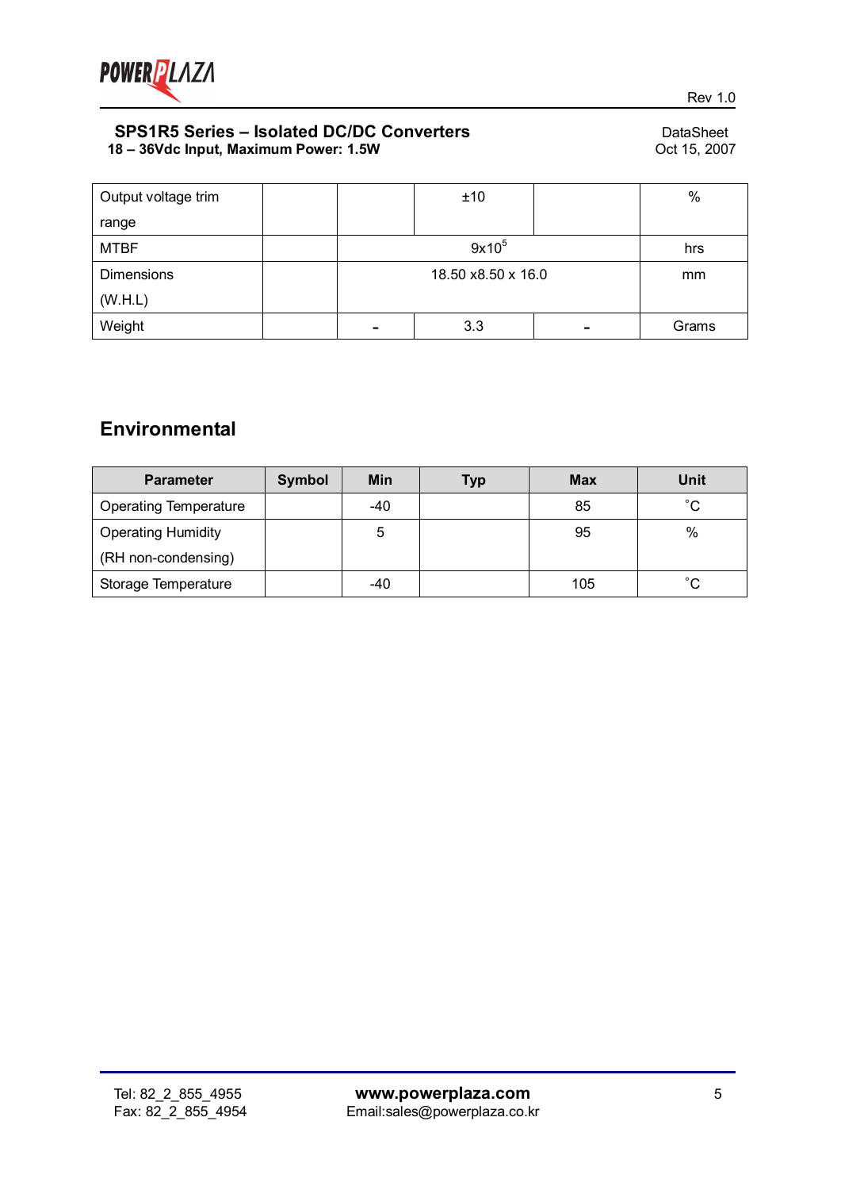| Output voltage trim range | | | ±10 | | % |
|---|---|---|---|---|---|
| MTBF | | | $9x10^5$ | | hrs |
| Dimensions (W.H.L) | | | 18.50 x8.50 x 16.0 | | mm |
| Weight | | - | 3.3 | - | Grams |

## Environmental

| Parameter | Symbol | Min | Typ | Max | Unit |
|---|---|---|---|---|---|
| Operating Temperature | | -40 | | 85 | ˚C |
| Operating Humidity (RH non-condensing) | | 5 | | 95 | % |
| Storage Temperature | | -40 | | 105 | ˚C |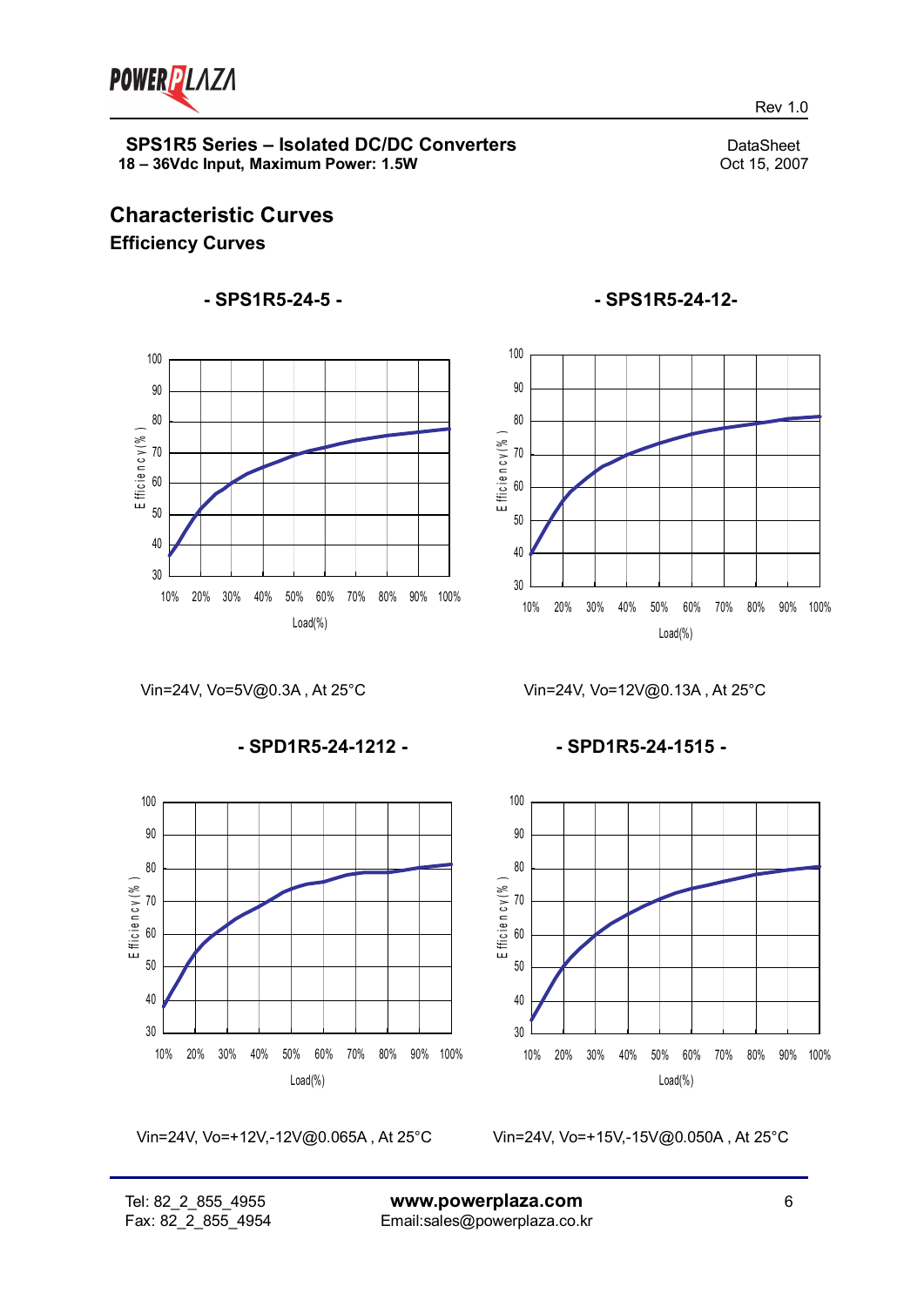## Characteristic Curves

### Efficiency Curves

**- SPS1R5-24-5 -**

Vin=24V, Vo=5V@0.3A , At 25°C

**- SPS1R5-24-12-**

Vin=24V, Vo=12V@0.13A , At 25°C

**- SPD1R5-24-1212 -**

Vin=24V, Vo=+12V,-12V@0.065A , At 25°C

**- SPD1R5-24-1515 -**

Vin=24V, Vo=+15V,-15V@0.050A , At 25°C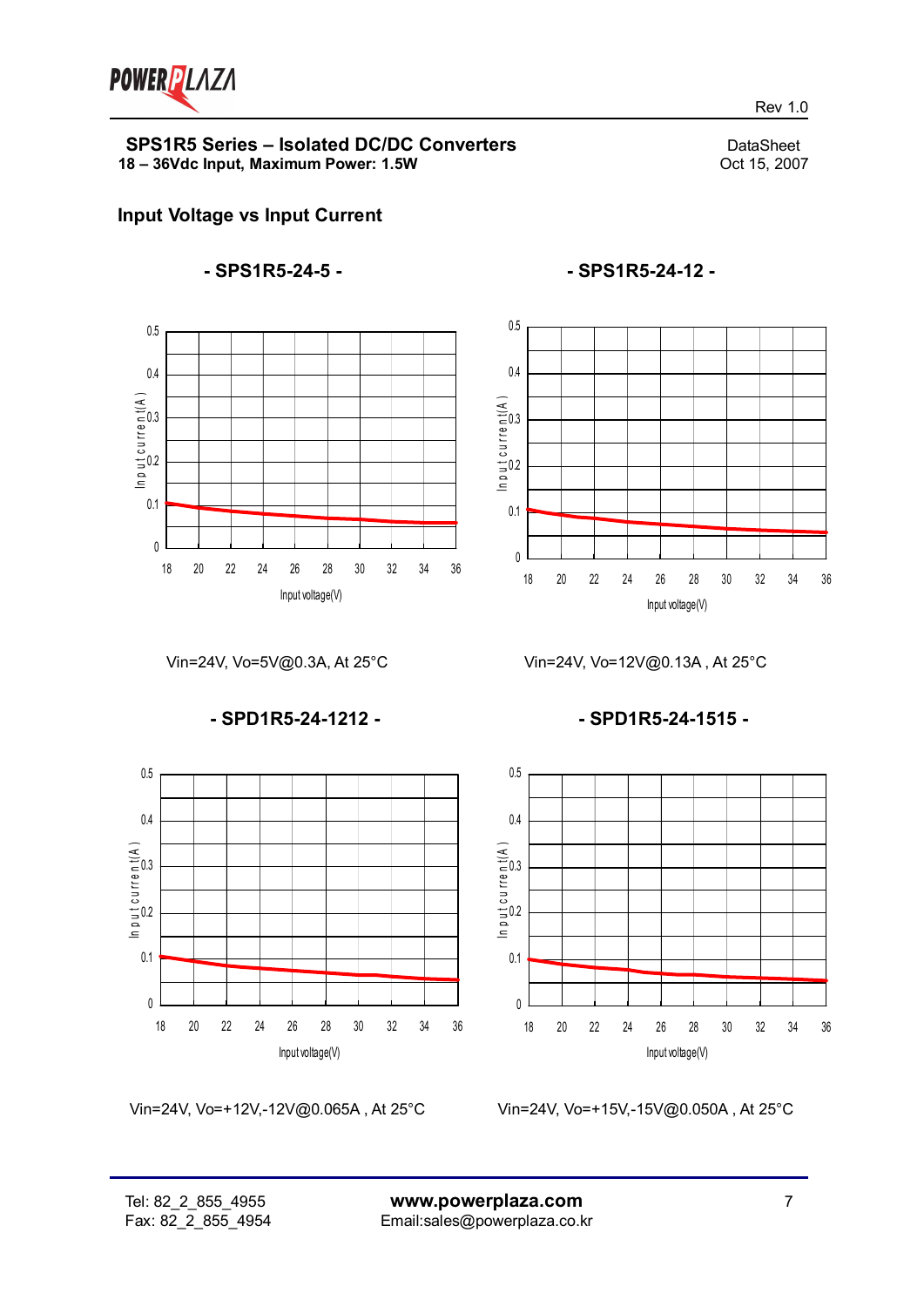## Input Voltage vs Input Current

**- SPS1R5-24-5 -**

Vin=24V, Vo=5V@0.3A, At 25°C

**- SPS1R5-24-12 -**

Vin=24V, Vo=12V@0.13A , At 25°C

**- SPD1R5-24-1212 -**

Vin=24V, Vo=+12V,-12V@0.065A , At 25°C

**- SPD1R5-24-1515 -**

Vin=24V, Vo=+15V,-15V@0.050A , At 25°C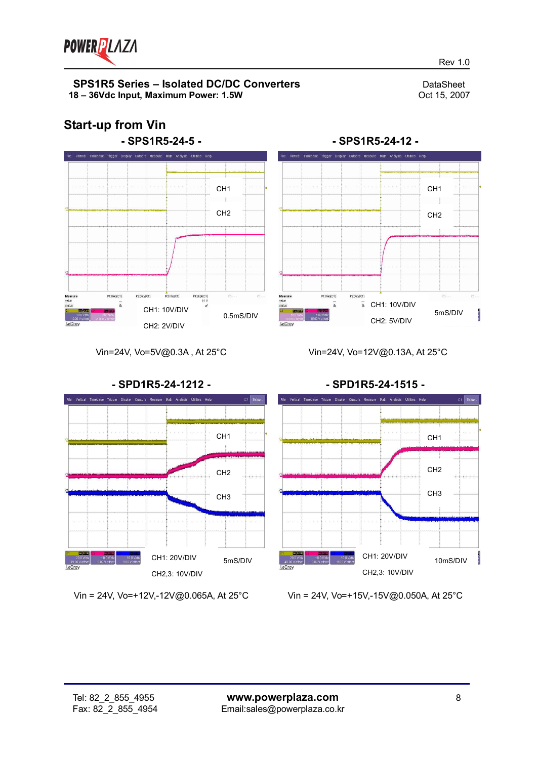## Start-up from Vin

### - SPS1R5-24-5 -

CH1

CH2

CH1: 10V/DIV

CH2: 2V/DIV

0.5mS/DIV

Vin=24V, Vo=5V@0.3A , At 25°C

### - SPS1R5-24-12 -

CH1

CH2

CH1: 10V/DIV

CH2: 5V/DIV

5mS/DIV

Vin=24V, Vo=12V@0.13A, At 25°C

### - SPD1R5-24-1212 -

CH1

CH2

CH3

CH1: 20V/DIV

CH2,3: 10V/DIV

5mS/DIV

Vin = 24V, Vo=+12V,-12V@0.065A, At 25°C

### - SPD1R5-24-1515 -

CH1

CH2

CH3

CH1: 20V/DIV

CH2,3: 10V/DIV

10mS/DIV

Vin = 24V, Vo=+15V,-15V@0.050A, At 25°C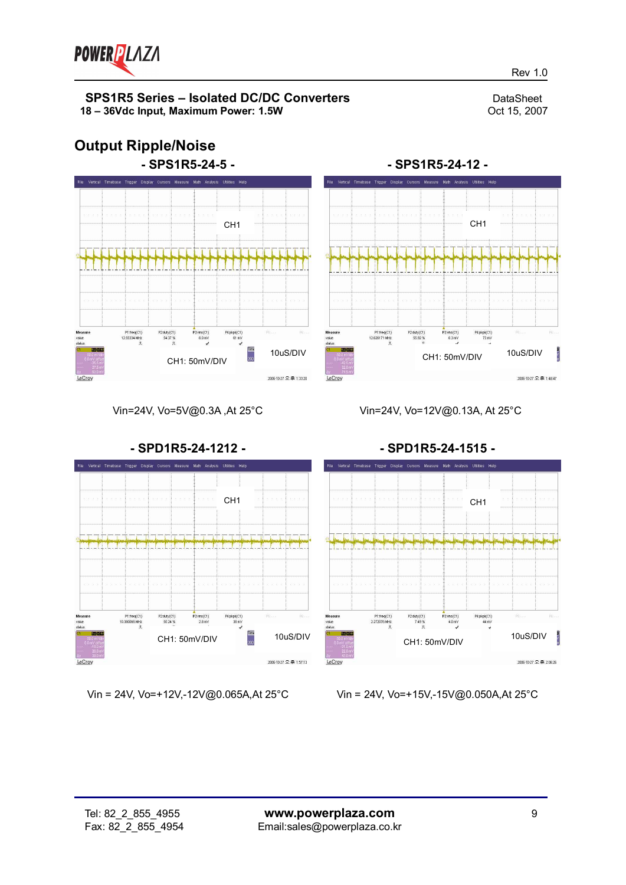## Output Ripple/Noise

### - SPS1R5-24-5 -

CH1

CH1: 50mV/DIV

10uS/DIV

Vin=24V, Vo=5V@0.3A ,At 25°C

### - SPS1R5-24-12 -

CH1

CH1: 50mV/DIV

10uS/DIV

Vin=24V, Vo=12V@0.13A, At 25°C

### - SPD1R5-24-1212 -

CH1

CH1: 50mV/DIV

10uS/DIV

Vin = 24V, Vo=+12V,-12V@0.065A,At 25°C

### - SPD1R5-24-1515 -

CH1

CH1: 50mV/DIV

10uS/DIV

Vin = 24V, Vo=+15V,-15V@0.050A,At 25°C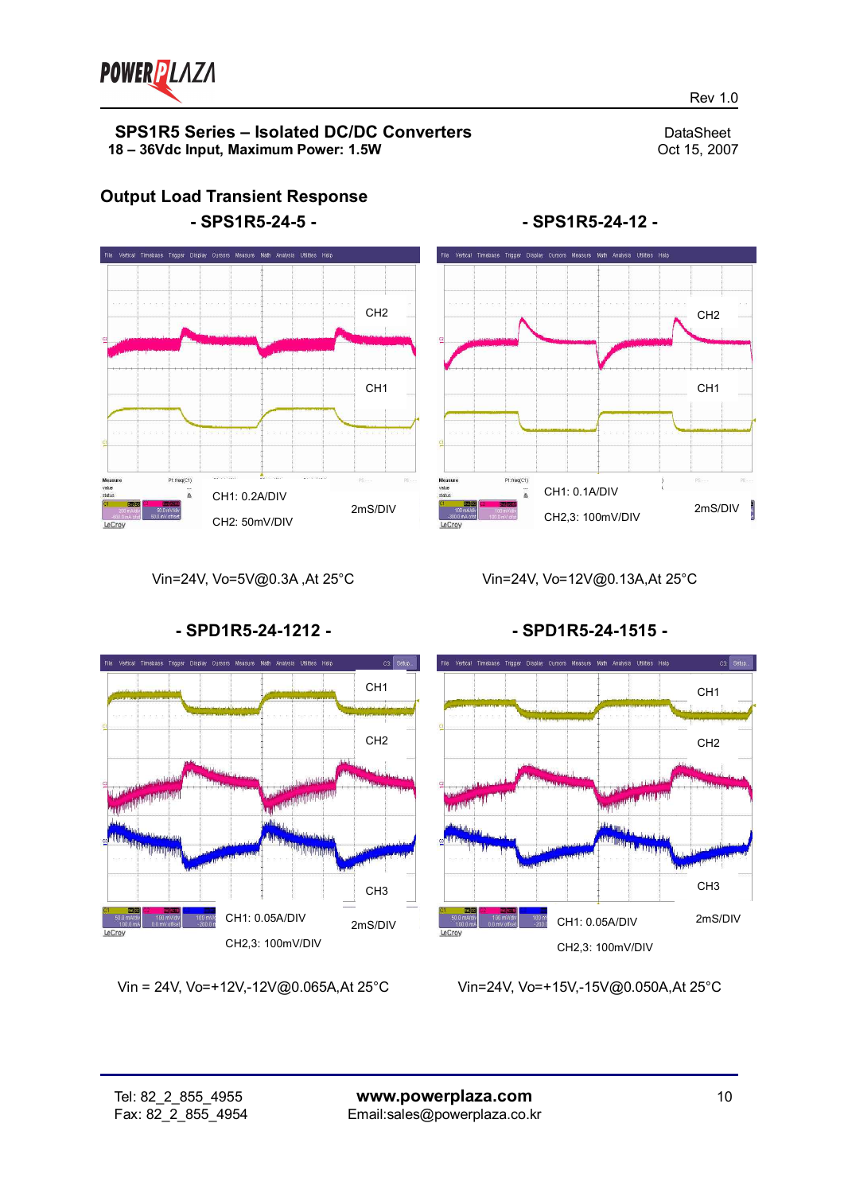## Output Load Transient Response

### - SPS1R5-24-5 -

CH2

CH1

CH1: 0.2A/DIV

CH2: 50mV/DIV

2mS/DIV

Vin=24V, Vo=5V@0.3A ,At 25°C

### - SPS1R5-24-12 -

CH2

CH1

CH1: 0.1A/DIV

CH2,3: 100mV/DIV

2mS/DIV

Vin=24V, Vo=12V@0.13A,At 25°C

### - SPD1R5-24-1212 -

CH1

CH2

CH3

CH1: 0.05A/DIV

CH2,3: 100mV/DIV

2mS/DIV

Vin = 24V, Vo=+12V,-12V@0.065A,At 25°C

### - SPD1R5-24-1515 -

CH1

CH2

CH3

CH1: 0.05A/DIV

CH2,3: 100mV/DIV

2mS/DIV

Vin=24V, Vo=+15V,-15V@0.050A,At 25°C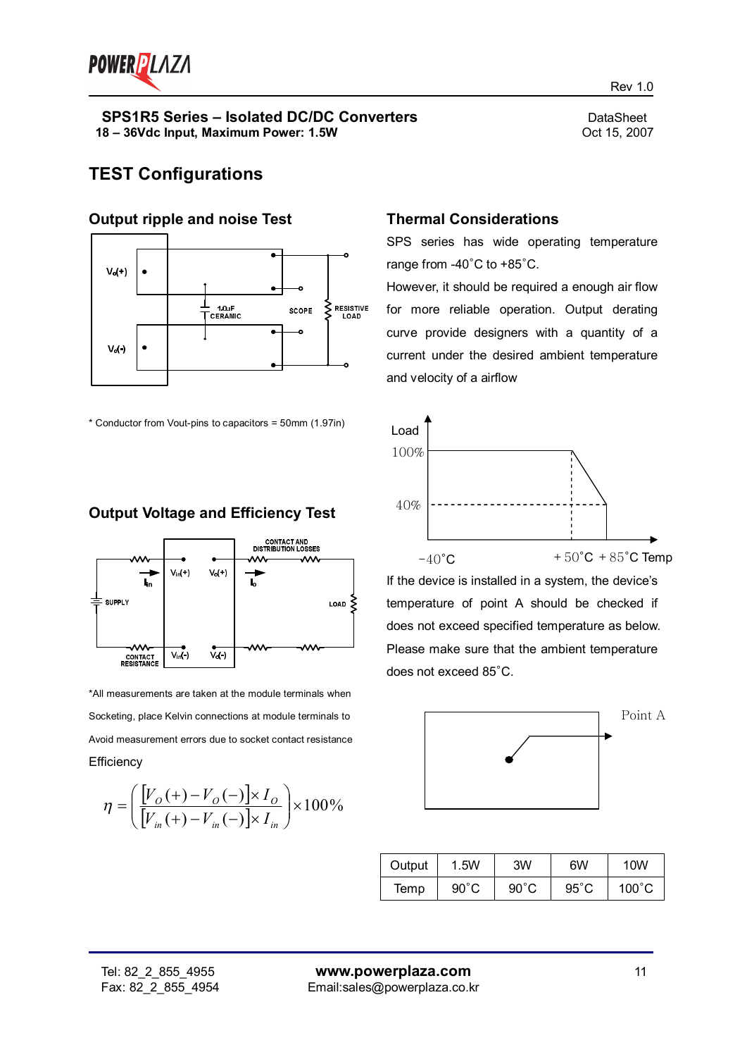## TEST Configurations

### Output ripple and noise Test

* Conductor from Vout-pins to capacitors = 50mm (1.97in)

### Output Voltage and Efficiency Test

*All measurements are taken at the module terminals when Socketing, place Kelvin connections at module terminals to Avoid measurement errors due to socket contact resistance

Efficiency

$$\eta = \left( \frac{[V_O(+) - V_O(-)] \times I_O}{[V_{in}(+) - V_{in}(-)] \times I_{in}} \right) \times 100\%$$

### Thermal Considerations

SPS series has wide operating temperature range from -40˚C to +85˚C.

However, it should be required a enough air flow for more reliable operation. Output derating curve provide designers with a quantity of a current under the desired ambient temperature and velocity of a airflow

If the device is installed in a system, the device's temperature of point A should be checked if does not exceed specified temperature as below. Please make sure that the ambient temperature does not exceed 85˚C.

| Output | 1.5W | 3W | 6W | 10W |
|---|---|---|---|---|
| Temp | 90˚C | 90˚C | 95˚C | 100˚C |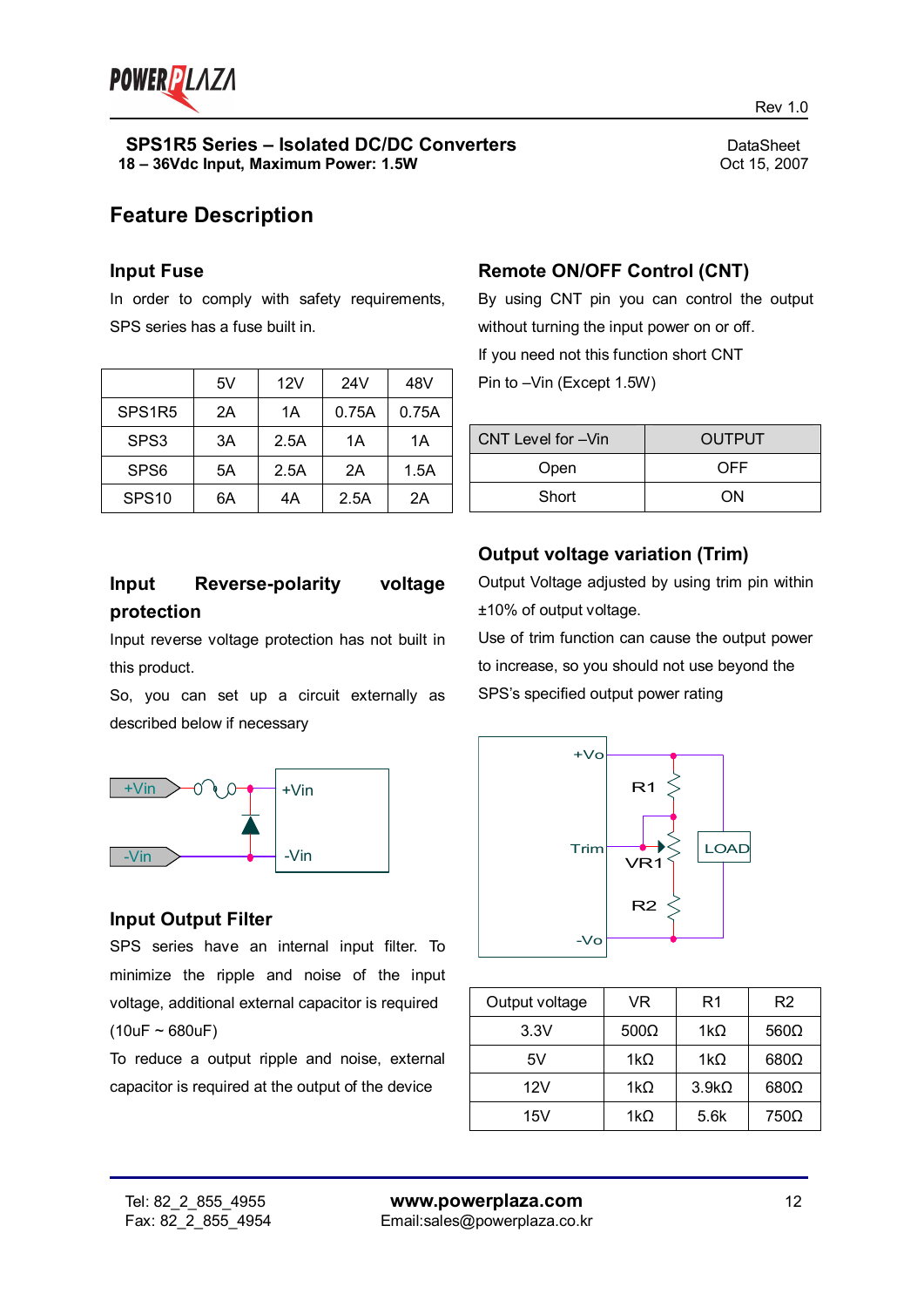# Feature Description

## Input Fuse

In order to comply with safety requirements, SPS series has a fuse built in.

| | 5V | 12V | 24V | 48V |
|---|---|---|---|---|
| SPS1R5 | 2A | 1A | 0.75A | 0.75A |
| SPS3 | 3A | 2.5A | 1A | 1A |
| SPS6 | 5A | 2.5A | 2A | 1.5A |
| SPS10 | 6A | 4A | 2.5A | 2A |

## Input Reverse-polarity voltage protection

Input reverse voltage protection has not built in this product.

So, you can set up a circuit externally as described below if necessary

## Input Output Filter

SPS series have an internal input filter. To minimize the ripple and noise of the input voltage, additional external capacitor is required (10uF ~ 680uF)

To reduce a output ripple and noise, external capacitor is required at the output of the device

## Remote ON/OFF Control (CNT)

By using CNT pin you can control the output without turning the input power on or off.

If you need not this function short CNT Pin to –Vin (Except 1.5W)

| CNT Level for –Vin | OUTPUT |
|---|---|
| Open | OFF |
| Short | ON |

## Output voltage variation (Trim)

Output Voltage adjusted by using trim pin within ±10% of output voltage.

Use of trim function can cause the output power to increase, so you should not use beyond the SPS's specified output power rating

| Output voltage | VR | R1 | R2 |
|---|---|---|---|
| 3.3V | 500Ω | 1kΩ | 560Ω |
| 5V | 1kΩ | 1kΩ | 680Ω |
| 12V | 1kΩ | 3.9kΩ | 680Ω |
| 15V | 1kΩ | 5.6k | 750Ω |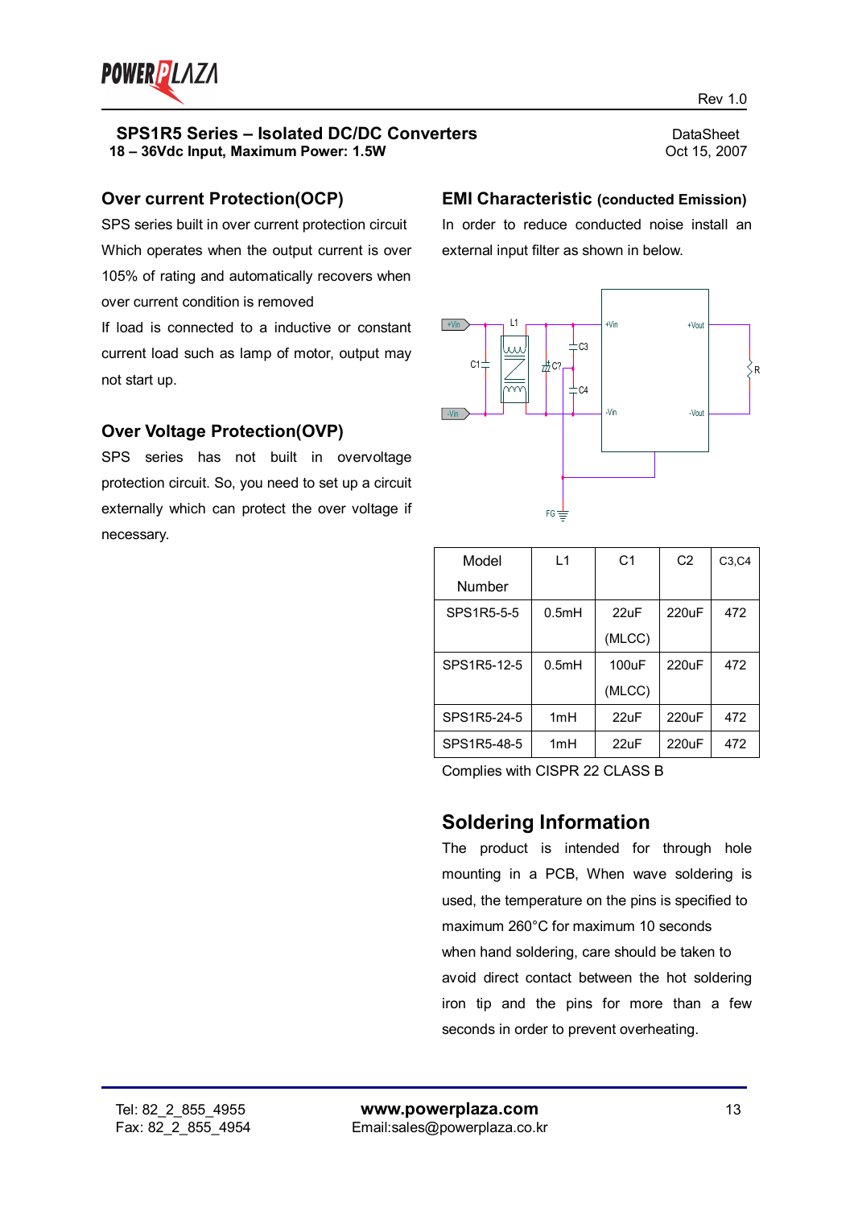**SPS1R5 Series – Isolated DC/DC Converters**
**18 – 36Vdc Input, Maximum Power: 1.5W**

DataSheet
Oct 15, 2007

## Over current Protection(OCP)

SPS series built in over current protection circuit Which operates when the output current is over 105% of rating and automatically recovers when over current condition is removed

If load is connected to a inductive or constant current load such as lamp of motor, output may not start up.

## Over Voltage Protection(OVP)

SPS series has not built in overvoltage protection circuit. So, you need to set up a circuit externally which can protect the over voltage if necessary.

## EMI Characteristic (conducted Emission)

In order to reduce conducted noise install an external input filter as shown in below.

| Model Number | L1 | C1 | C2 | C3,C4 |
|---|---|---|---|---|
| SPS1R5-5-5 | 0.5mH | 22uF (MLCC) | 220uF | 472 |
| SPS1R5-12-5 | 0.5mH | 100uF (MLCC) | 220uF | 472 |
| SPS1R5-24-5 | 1mH | 22uF | 220uF | 472 |
| SPS1R5-48-5 | 1mH | 22uF | 220uF | 472 |

Complies with CISPR 22 CLASS B

## Soldering Information

The product is intended for through hole mounting in a PCB, When wave soldering is used, the temperature on the pins is specified to maximum 260°C for maximum 10 seconds when hand soldering, care should be taken to avoid direct contact between the hot soldering iron tip and the pins for more than a few seconds in order to prevent overheating.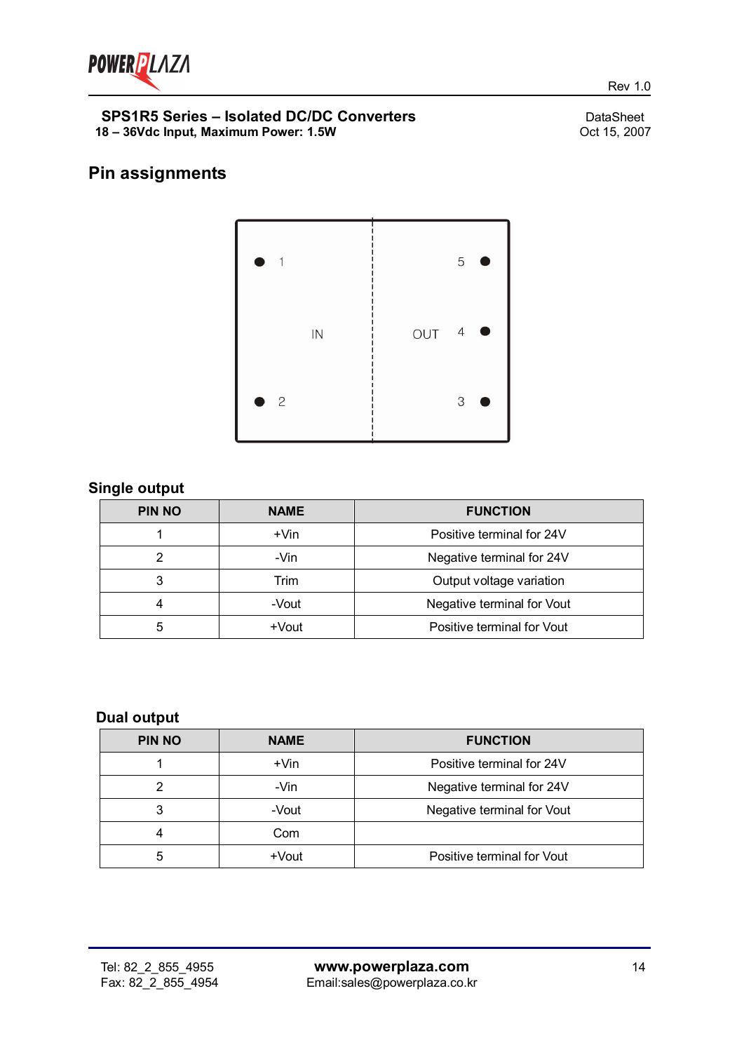## Pin assignments

### Single output

| PIN NO | NAME | FUNCTION |
|---|---|---|
| 1 | +Vin | Positive terminal for 24V |
| 2 | -Vin | Negative terminal for 24V |
| 3 | Trim | Output voltage variation |
| 4 | -Vout | Negative terminal for Vout |
| 5 | +Vout | Positive terminal for Vout |

### Dual output

| PIN NO | NAME | FUNCTION |
|---|---|---|
| 1 | +Vin | Positive terminal for 24V |
| 2 | -Vin | Negative terminal for 24V |
| 3 | -Vout | Negative terminal for Vout |
| 4 | Com | |
| 5 | +Vout | Positive terminal for Vout |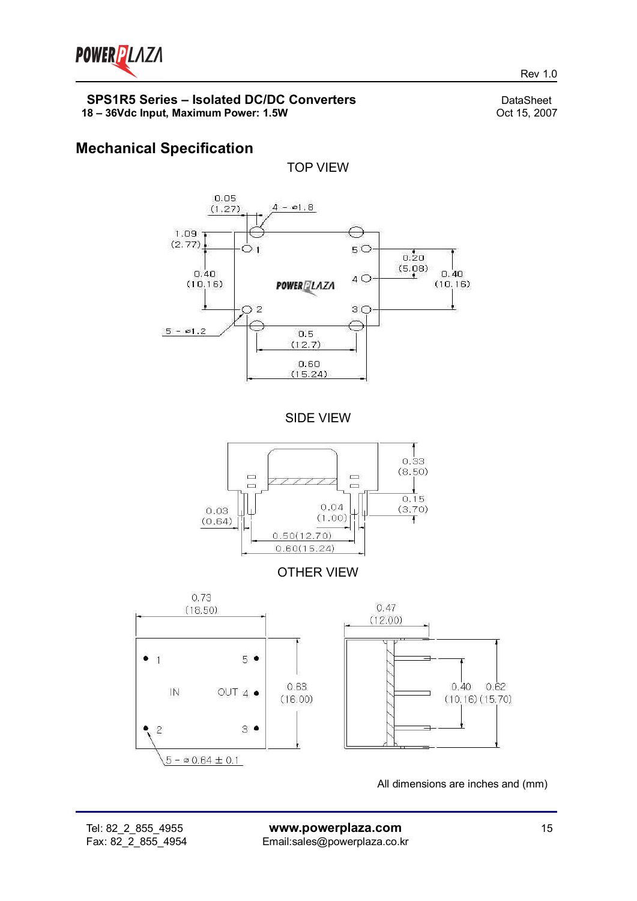SPS1R5 Series – Isolated DC/DC Converters
18 – 36Vdc Input, Maximum Power: 1.5W

DataSheet
Oct 15, 2007

## Mechanical Specification

TOP VIEW

SIDE VIEW

OTHER VIEW

All dimensions are inches and (mm)

Tel: 82_2_855_4955
Fax: 82_2_855_4954

**www.powerplaza.com**
Email:sales@powerplaza.co.kr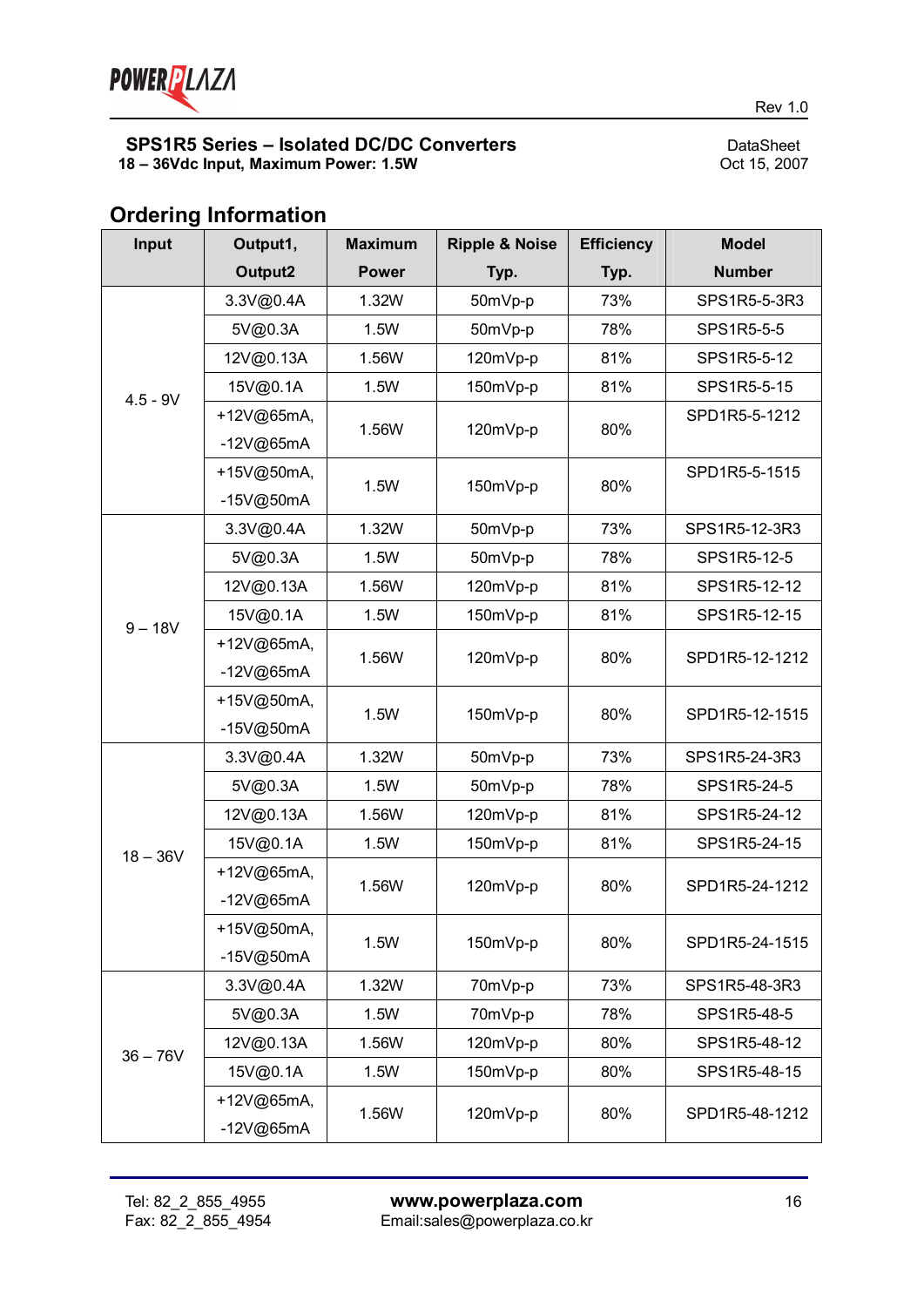## Ordering Information

| Input | Output1, Output2 | Maximum Power | Ripple & Noise Typ. | Efficiency Typ. | Model Number |
|---|---|---|---|---|---|
| 4.5 - 9V | 3.3V@0.4A | 1.32W | 50mVp-p | 73% | SPS1R5-5-3R3 |
| | 5V@0.3A | 1.5W | 50mVp-p | 78% | SPS1R5-5-5 |
| | 12V@0.13A | 1.56W | 120mVp-p | 81% | SPS1R5-5-12 |
| | 15V@0.1A | 1.5W | 150mVp-p | 81% | SPS1R5-5-15 |
| | +12V@65mA, -12V@65mA | 1.56W | 120mVp-p | 80% | SPD1R5-5-1212 |
| | +15V@50mA, -15V@50mA | 1.5W | 150mVp-p | 80% | SPD1R5-5-1515 |
| 9 – 18V | 3.3V@0.4A | 1.32W | 50mVp-p | 73% | SPS1R5-12-3R3 |
| | 5V@0.3A | 1.5W | 50mVp-p | 78% | SPS1R5-12-5 |
| | 12V@0.13A | 1.56W | 120mVp-p | 81% | SPS1R5-12-12 |
| | 15V@0.1A | 1.5W | 150mVp-p | 81% | SPS1R5-12-15 |
| | +12V@65mA, -12V@65mA | 1.56W | 120mVp-p | 80% | SPD1R5-12-1212 |
| | +15V@50mA, -15V@50mA | 1.5W | 150mVp-p | 80% | SPD1R5-12-1515 |
| 18 – 36V | 3.3V@0.4A | 1.32W | 50mVp-p | 73% | SPS1R5-24-3R3 |
| | 5V@0.3A | 1.5W | 50mVp-p | 78% | SPS1R5-24-5 |
| | 12V@0.13A | 1.56W | 120mVp-p | 81% | SPS1R5-24-12 |
| | 15V@0.1A | 1.5W | 150mVp-p | 81% | SPS1R5-24-15 |
| | +12V@65mA, -12V@65mA | 1.56W | 120mVp-p | 80% | SPD1R5-24-1212 |
| | +15V@50mA, -15V@50mA | 1.5W | 150mVp-p | 80% | SPD1R5-24-1515 |
| 36 – 76V | 3.3V@0.4A | 1.32W | 70mVp-p | 73% | SPS1R5-48-3R3 |
| | 5V@0.3A | 1.5W | 70mVp-p | 78% | SPS1R5-48-5 |
| | 12V@0.13A | 1.56W | 120mVp-p | 80% | SPS1R5-48-12 |
| | 15V@0.1A | 1.5W | 150mVp-p | 80% | SPS1R5-48-15 |
| | +12V@65mA, -12V@65mA | 1.56W | 120mVp-p | 80% | SPD1R5-48-1212 |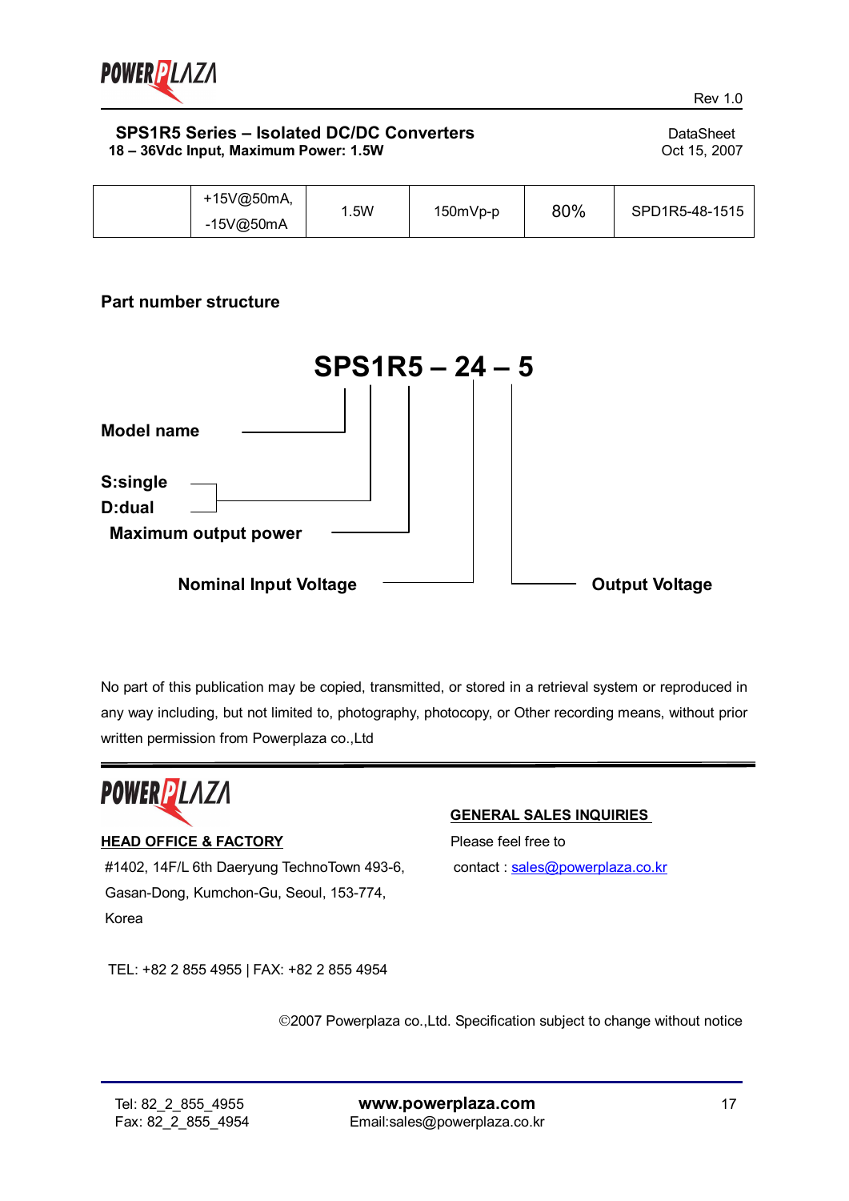| | | | | | |
|---|---|---|---|---|---|
| | +15V@50mA, -15V@50mA | 1.5W | 150mVp-p | 80% | SPD1R5-48-1515 |

**Part number structure**

**SPS1R5 – 24 – 5**

**Model name**

**S:single**
**D:dual**

**Maximum output power**

**Nominal Input Voltage**

**Output Voltage**

No part of this publication may be copied, transmitted, or stored in a retrieval system or reproduced in any way including, but not limited to, photography, photocopy, or Other recording means, without prior written permission from Powerplaza co.,Ltd

**HEAD OFFICE & FACTORY**

#1402, 14F/L 6th Daeryung TechnoTown 493-6, Gasan-Dong, Kumchon-Gu, Seoul, 153-774, Korea

TEL: +82 2 855 4955 | FAX: +82 2 855 4954

**GENERAL SALES INQUIRIES**

Please feel free to contact : sales@powerplaza.co.kr

©2007 Powerplaza co.,Ltd. Specification subject to change without notice